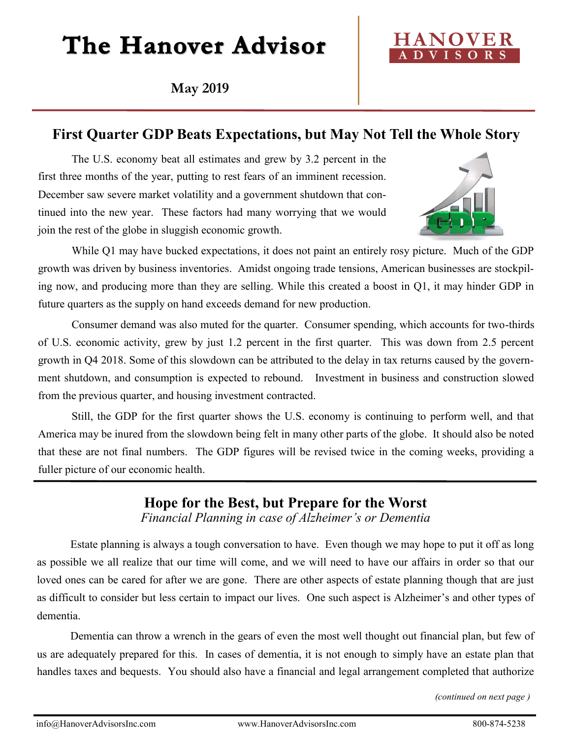# The Hanover Advisor

HANOVER ADVISORS

**May 2019**

## First Quarter GDP Beats Expectations, but May Not Tell the Whole Story

The U.S. economy beat all estimates and grew by 3.2 percent in the first three months of the year, putting to rest fears of an imminent recession. December saw severe market volatility and a government shutdown that continued into the new year. These factors had many worrying that we would join the rest of the globe in sluggish economic growth.

While Q1 may have bucked expectations, it does not paint an entirely rosy picture. Much of the GDP growth was driven by business inventories. Amidst ongoing trade tensions, American businesses are stockpiling now, and producing more than they are selling. While this created a boost in Q1, it may hinder GDP in future quarters as the supply on hand exceeds demand for new production.

Consumer demand was also muted for the quarter. Consumer spending, which accounts for two-thirds of U.S. economic activity, grew by just 1.2 percent in the first quarter. This was down from 2.5 percent growth in Q4 2018. Some of this slowdown can be attributed to the delay in tax returns caused by the government shutdown, and consumption is expected to rebound. Investment in business and construction slowed from the previous quarter, and housing investment contracted.

Still, the GDP for the first quarter shows the U.S. economy is continuing to perform well, and that America may be inured from the slowdown being felt in many other parts of the globe. It should also be noted that these are not final numbers. The GDP figures will be revised twice in the coming weeks, providing a fuller picture of our economic health.

## Hope for the Best, but Prepare for the Worst

*Financial Planning in case of Alzheimer's or Dementia*

Estate planning is always a tough conversation to have. Even though we may hope to put it off as long as possible we all realize that our time will come, and we will need to have our affairs in order so that our loved ones can be cared for after we are gone. There are other aspects of estate planning though that are just as difficult to consider but less certain to impact our lives. One such aspect is Alzheimer's and other types of dementia.

Dementia can throw a wrench in the gears of even the most well thought out financial plan, but few of us are adequately prepared for this. In cases of dementia, it is not enough to simply have an estate plan that handles taxes and bequests. You should also have a financial and legal arrangement completed that authorize

*(continued on next page )*

info@HanoverAdvisorsInc.com www.HanoverAdvisorsInc.com 800-874-5238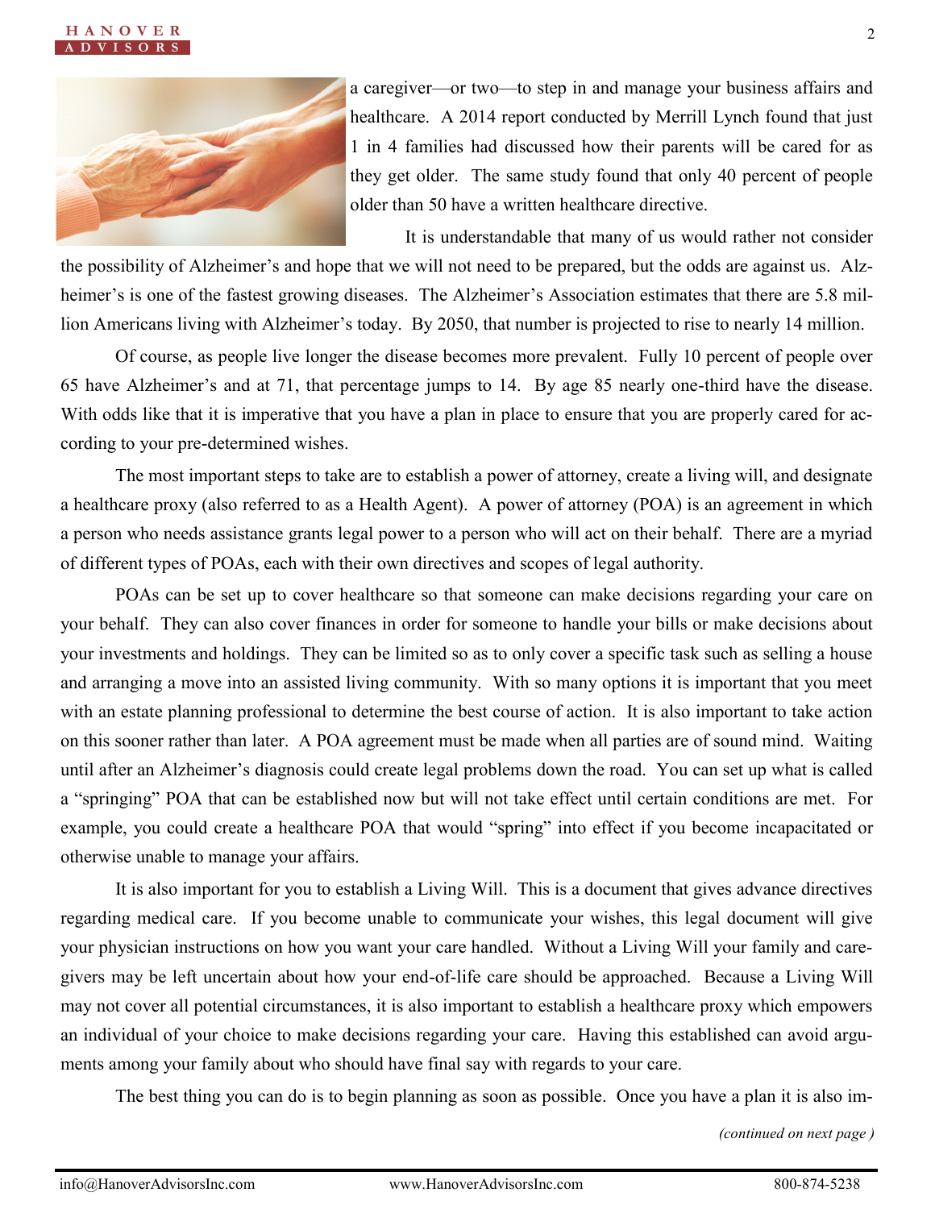a caregiver—or two—to step in and manage your business affairs and healthcare. A 2014 report conducted by Merrill Lynch found that just 1 in 4 families had discussed how their parents will be cared for as they get older. The same study found that only 40 percent of people older than 50 have a written healthcare directive.

It is understandable that many of us would rather not consider the possibility of Alzheimer's and hope that we will not need to be prepared, but the odds are against us. Alzheimer's is one of the fastest growing diseases. The Alzheimer's Association estimates that there are 5.8 million Americans living with Alzheimer's today. By 2050, that number is projected to rise to nearly 14 million.

Of course, as people live longer the disease becomes more prevalent. Fully 10 percent of people over 65 have Alzheimer's and at 71, that percentage jumps to 14. By age 85 nearly one-third have the disease. With odds like that it is imperative that you have a plan in place to ensure that you are properly cared for according to your pre-determined wishes.

The most important steps to take are to establish a power of attorney, create a living will, and designate a healthcare proxy (also referred to as a Health Agent). A power of attorney (POA) is an agreement in which a person who needs assistance grants legal power to a person who will act on their behalf. There are a myriad of different types of POAs, each with their own directives and scopes of legal authority.

POAs can be set up to cover healthcare so that someone can make decisions regarding your care on your behalf. They can also cover finances in order for someone to handle your bills or make decisions about your investments and holdings. They can be limited so as to only cover a specific task such as selling a house and arranging a move into an assisted living community. With so many options it is important that you meet with an estate planning professional to determine the best course of action. It is also important to take action on this sooner rather than later. A POA agreement must be made when all parties are of sound mind. Waiting until after an Alzheimer's diagnosis could create legal problems down the road. You can set up what is called a "springing" POA that can be established now but will not take effect until certain conditions are met. For example, you could create a healthcare POA that would "spring" into effect if you become incapacitated or otherwise unable to manage your affairs.

It is also important for you to establish a Living Will. This is a document that gives advance directives regarding medical care. If you become unable to communicate your wishes, this legal document will give your physician instructions on how you want your care handled. Without a Living Will your family and caregivers may be left uncertain about how your end-of-life care should be approached. Because a Living Will may not cover all potential circumstances, it is also important to establish a healthcare proxy which empowers an individual of your choice to make decisions regarding your care. Having this established can avoid arguments among your family about who should have final say with regards to your care.

The best thing you can do is to begin planning as soon as possible. Once you have a plan it is also im-

*(continued on next page )*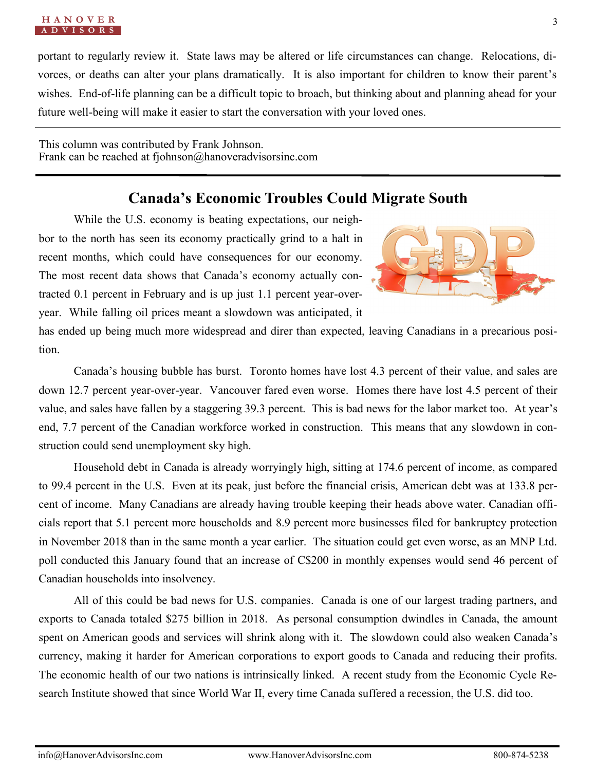portant to regularly review it. State laws may be altered or life circumstances can change. Relocations, divorces, or deaths can alter your plans dramatically. It is also important for children to know their parent's wishes. End-of-life planning can be a difficult topic to broach, but thinking about and planning ahead for your future well-being will make it easier to start the conversation with your loved ones.

---

This column was contributed by Frank Johnson.
Frank can be reached at fjohnson@hanoveradvisorsinc.com

---

## Canada's Economic Troubles Could Migrate South

While the U.S. economy is beating expectations, our neighbor to the north has seen its economy practically grind to a halt in recent months, which could have consequences for our economy. The most recent data shows that Canada's economy actually contracted 0.1 percent in February and is up just 1.1 percent year-over-year. While falling oil prices meant a slowdown was anticipated, it has ended up being much more widespread and direr than expected, leaving Canadians in a precarious position.

Canada's housing bubble has burst. Toronto homes have lost 4.3 percent of their value, and sales are down 12.7 percent year-over-year. Vancouver fared even worse. Homes there have lost 4.5 percent of their value, and sales have fallen by a staggering 39.3 percent. This is bad news for the labor market too. At year's end, 7.7 percent of the Canadian workforce worked in construction. This means that any slowdown in construction could send unemployment sky high.

Household debt in Canada is already worryingly high, sitting at 174.6 percent of income, as compared to 99.4 percent in the U.S. Even at its peak, just before the financial crisis, American debt was at 133.8 percent of income. Many Canadians are already having trouble keeping their heads above water. Canadian officials report that 5.1 percent more households and 8.9 percent more businesses filed for bankruptcy protection in November 2018 than in the same month a year earlier. The situation could get even worse, as an MNP Ltd. poll conducted this January found that an increase of C$200 in monthly expenses would send 46 percent of Canadian households into insolvency.

All of this could be bad news for U.S. companies. Canada is one of our largest trading partners, and exports to Canada totaled $275 billion in 2018. As personal consumption dwindles in Canada, the amount spent on American goods and services will shrink along with it. The slowdown could also weaken Canada's currency, making it harder for American corporations to export goods to Canada and reducing their profits. The economic health of our two nations is intrinsically linked. A recent study from the Economic Cycle Research Institute showed that since World War II, every time Canada suffered a recession, the U.S. did too.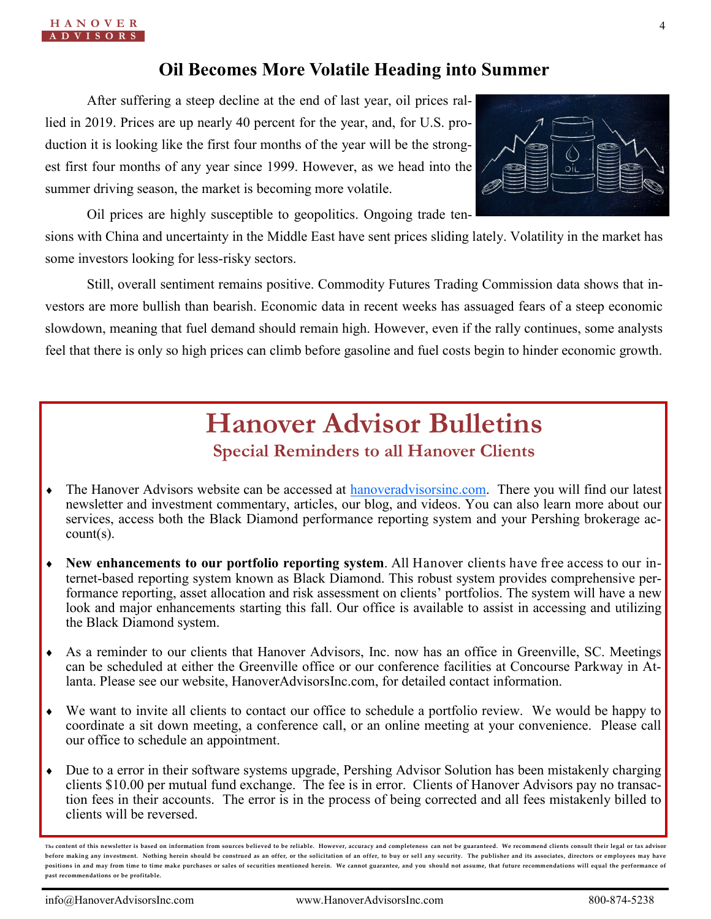## Oil Becomes More Volatile Heading into Summer

After suffering a steep decline at the end of last year, oil prices rallied in 2019. Prices are up nearly 40 percent for the year, and, for U.S. production it is looking like the first four months of the year will be the strongest first four months of any year since 1999. However, as we head into the summer driving season, the market is becoming more volatile.

Oil prices are highly susceptible to geopolitics. Ongoing trade tensions with China and uncertainty in the Middle East have sent prices sliding lately. Volatility in the market has some investors looking for less-risky sectors.

Still, overall sentiment remains positive. Commodity Futures Trading Commission data shows that investors are more bullish than bearish. Economic data in recent weeks has assuaged fears of a steep economic slowdown, meaning that fuel demand should remain high. However, even if the rally continues, some analysts feel that there is only so high prices can climb before gasoline and fuel costs begin to hinder economic growth.

# Hanover Advisor Bulletins

### Special Reminders to all Hanover Clients

- The Hanover Advisors website can be accessed at hanoveradvisorsinc.com. There you will find our latest newsletter and investment commentary, articles, our blog, and videos. You can also learn more about our services, access both the Black Diamond performance reporting system and your Pershing brokerage account(s).
- **New enhancements to our portfolio reporting system**. All Hanover clients have free access to our internet-based reporting system known as Black Diamond. This robust system provides comprehensive performance reporting, asset allocation and risk assessment on clients' portfolios. The system will have a new look and major enhancements starting this fall. Our office is available to assist in accessing and utilizing the Black Diamond system.
- As a reminder to our clients that Hanover Advisors, Inc. now has an office in Greenville, SC. Meetings can be scheduled at either the Greenville office or our conference facilities at Concourse Parkway in Atlanta. Please see our website, HanoverAdvisorsInc.com, for detailed contact information.
- We want to invite all clients to contact our office to schedule a portfolio review. We would be happy to coordinate a sit down meeting, a conference call, or an online meeting at your convenience. Please call our office to schedule an appointment.
- Due to a error in their software systems upgrade, Pershing Advisor Solution has been mistakenly charging clients $10.00 per mutual fund exchange. The fee is in error. Clients of Hanover Advisors pay no transaction fees in their accounts. The error is in the process of being corrected and all fees mistakenly billed to clients will be reversed.

The content of this newsletter is based on information from sources believed to be reliable. However, accuracy and completeness can not be guaranteed. We recommend clients consult their legal or tax advisor before making any investment. Nothing herein should be construed as an offer, or the solicitation of an offer, to buy or sell any security. The publisher and its associates, directors or employees may have positions in and may from time to time make purchases or sales of securities mentioned herein. We cannot guarantee, and you should not assume, that future recommendations will equal the performance of past recommendations or be profitable.

info@HanoverAdvisorsInc.com www.HanoverAdvisorsInc.com 800-874-5238